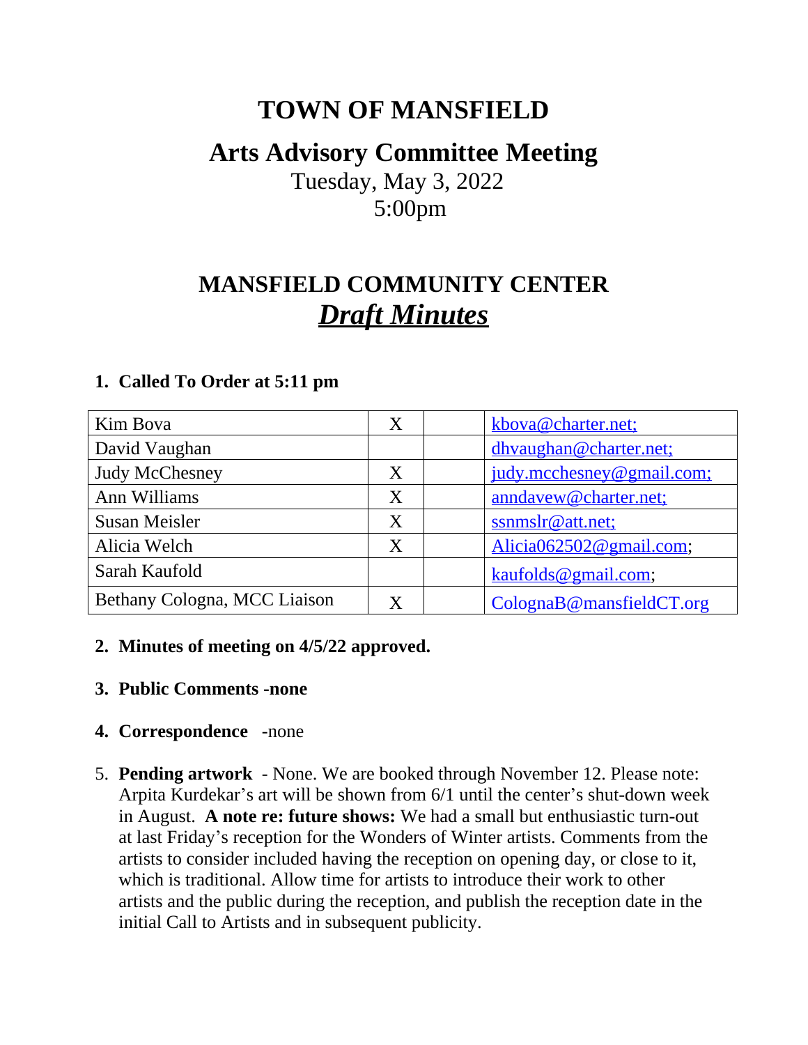# TOWN OF MANSFIELD

## Arts Advisory Committee Meeting

Tuesday, May 3, 2022

5:00pm

## MANSFIELD COMMUNITY CENTER

## ***Draft Minutes***

1. **Called To Order at 5:11 pm**

| | | | |
|---|---|---|---|
| Kim Bova | X | | kbova@charter.net; |
| David Vaughan | | | dhvaughan@charter.net; |
| Judy McChesney | X | | judy.mcchesney@gmail.com; |
| Ann Williams | X | | anndavew@charter.net; |
| Susan Meisler | X | | ssnmslr@att.net; |
| Alicia Welch | X | | Alicia062502@gmail.com; |
| Sarah Kaufold | | | kaufolds@gmail.com; |
| Bethany Cologna, MCC Liaison | X | | ColognaB@mansfieldCT.org |

2. **Minutes of meeting on 4/5/22 approved.**

3. **Public Comments -none**

4. **Correspondence** -none

5. **Pending artwork** - None. We are booked through November 12. Please note: Arpita Kurdekar's art will be shown from 6/1 until the center's shut-down week in August. **A note re: future shows:** We had a small but enthusiastic turn-out at last Friday's reception for the Wonders of Winter artists. Comments from the artists to consider included having the reception on opening day, or close to it, which is traditional. Allow time for artists to introduce their work to other artists and the public during the reception, and publish the reception date in the initial Call to Artists and in subsequent publicity.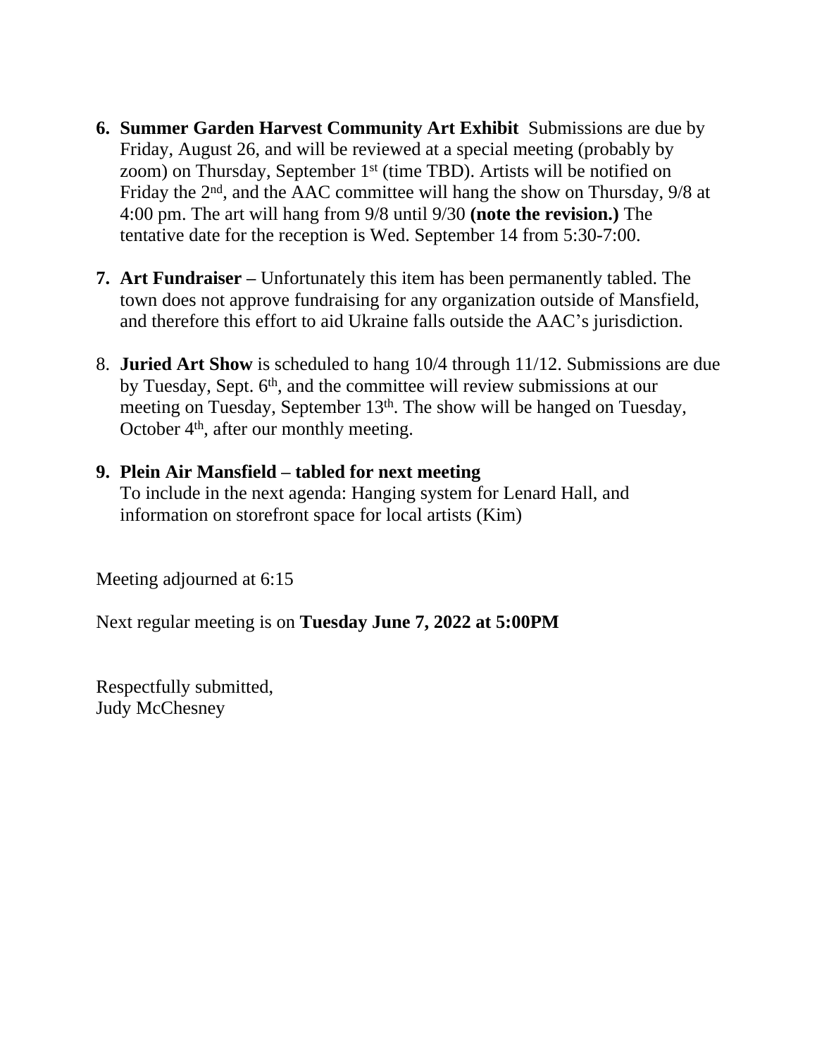6. **Summer Garden Harvest Community Art Exhibit** Submissions are due by Friday, August 26, and will be reviewed at a special meeting (probably by zoom) on Thursday, September 1st (time TBD). Artists will be notified on Friday the 2nd, and the AAC committee will hang the show on Thursday, 9/8 at 4:00 pm. The art will hang from 9/8 until 9/30 **(note the revision.)** The tentative date for the reception is Wed. September 14 from 5:30-7:00.

7. **Art Fundraiser –** Unfortunately this item has been permanently tabled. The town does not approve fundraising for any organization outside of Mansfield, and therefore this effort to aid Ukraine falls outside the AAC's jurisdiction.

8. **Juried Art Show** is scheduled to hang 10/4 through 11/12. Submissions are due by Tuesday, Sept. 6th, and the committee will review submissions at our meeting on Tuesday, September 13th. The show will be hanged on Tuesday, October 4th, after our monthly meeting.

9. **Plein Air Mansfield – tabled for next meeting**
   To include in the next agenda: Hanging system for Lenard Hall, and information on storefront space for local artists (Kim)

Meeting adjourned at 6:15

Next regular meeting is on **Tuesday June 7, 2022 at 5:00PM**

Respectfully submitted,
Judy McChesney